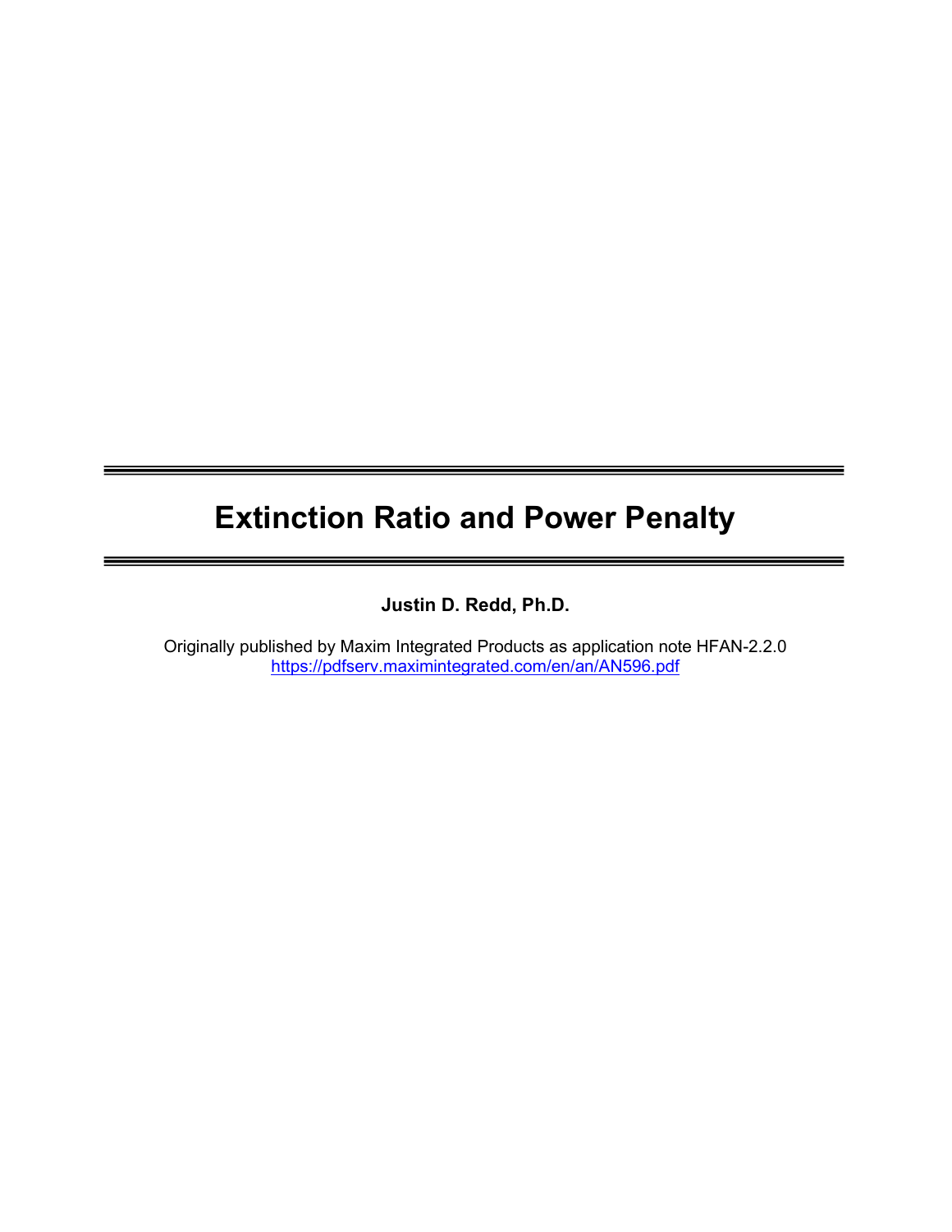# Extinction Ratio and Power Penalty

**Justin D. Redd, Ph.D.**

Originally published by Maxim Integrated Products as application note HFAN-2.2.0
https://pdfserv.maximintegrated.com/en/an/AN596.pdf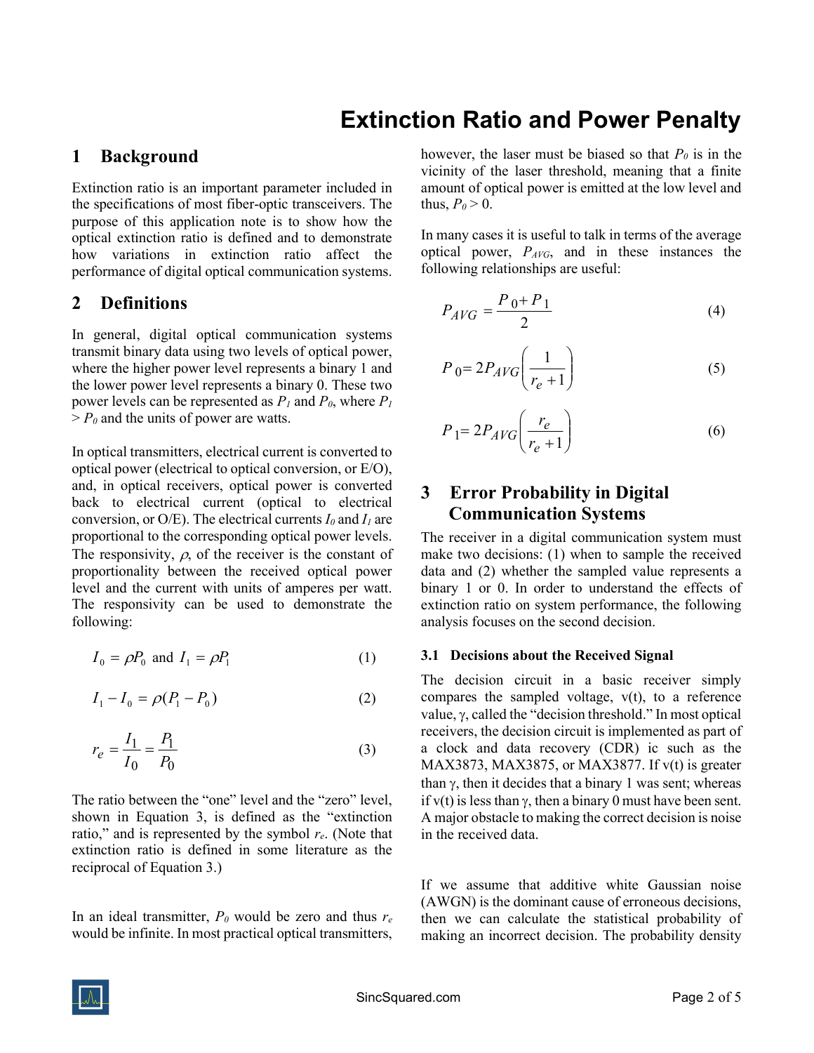# Extinction Ratio and Power Penalty

## 1 Background

Extinction ratio is an important parameter included in the specifications of most fiber-optic transceivers. The purpose of this application note is to show how the optical extinction ratio is defined and to demonstrate how variations in extinction ratio affect the performance of digital optical communication systems.

## 2 Definitions

In general, digital optical communication systems transmit binary data using two levels of optical power, where the higher power level represents a binary 1 and the lower power level represents a binary 0. These two power levels can be represented as $P_1$ and $P_0$, where $P_1 > P_0$ and the units of power are watts.

In optical transmitters, electrical current is converted to optical power (electrical to optical conversion, or E/O), and, in optical receivers, optical power is converted back to electrical current (optical to electrical conversion, or O/E). The electrical currents $I_0$ and $I_1$ are proportional to the corresponding optical power levels. The responsivity, $\rho$, of the receiver is the constant of proportionality between the received optical power level and the current with units of amperes per watt. The responsivity can be used to demonstrate the following:

$$I_0 = \rho P_0 \text{ and } I_1 = \rho P_1 \tag{1}$$

$$I_1 - I_0 = \rho(P_1 - P_0) \tag{2}$$

$$r_e = \frac{I_1}{I_0} = \frac{P_1}{P_0} \tag{3}$$

The ratio between the "one" level and the "zero" level, shown in Equation 3, is defined as the "extinction ratio," and is represented by the symbol $r_e$. (Note that extinction ratio is defined in some literature as the reciprocal of Equation 3.)

In an ideal transmitter, $P_0$ would be zero and thus $r_e$ would be infinite. In most practical optical transmitters, however, the laser must be biased so that $P_0$ is in the vicinity of the laser threshold, meaning that a finite amount of optical power is emitted at the low level and thus, $P_0 > 0$.

In many cases it is useful to talk in terms of the average optical power, $P_{AVG}$, and in these instances the following relationships are useful:

$$P_{AVG} = \frac{P_0 + P_1}{2} \tag{4}$$

$$P_0 = 2P_{AVG}\left(\frac{1}{r_e + 1}\right) \tag{5}$$

$$P_1 = 2P_{AVG}\left(\frac{r_e}{r_e + 1}\right) \tag{6}$$

## 3 Error Probability in Digital Communication Systems

The receiver in a digital communication system must make two decisions: (1) when to sample the received data and (2) whether the sampled value represents a binary 1 or 0. In order to understand the effects of extinction ratio on system performance, the following analysis focuses on the second decision.

### 3.1 Decisions about the Received Signal

The decision circuit in a basic receiver simply compares the sampled voltage, v(t), to a reference value, γ, called the "decision threshold." In most optical receivers, the decision circuit is implemented as part of a clock and data recovery (CDR) ic such as the MAX3873, MAX3875, or MAX3877. If v(t) is greater than γ, then it decides that a binary 1 was sent; whereas if v(t) is less than γ, then a binary 0 must have been sent. A major obstacle to making the correct decision is noise in the received data.

If we assume that additive white Gaussian noise (AWGN) is the dominant cause of erroneous decisions, then we can calculate the statistical probability of making an incorrect decision. The probability density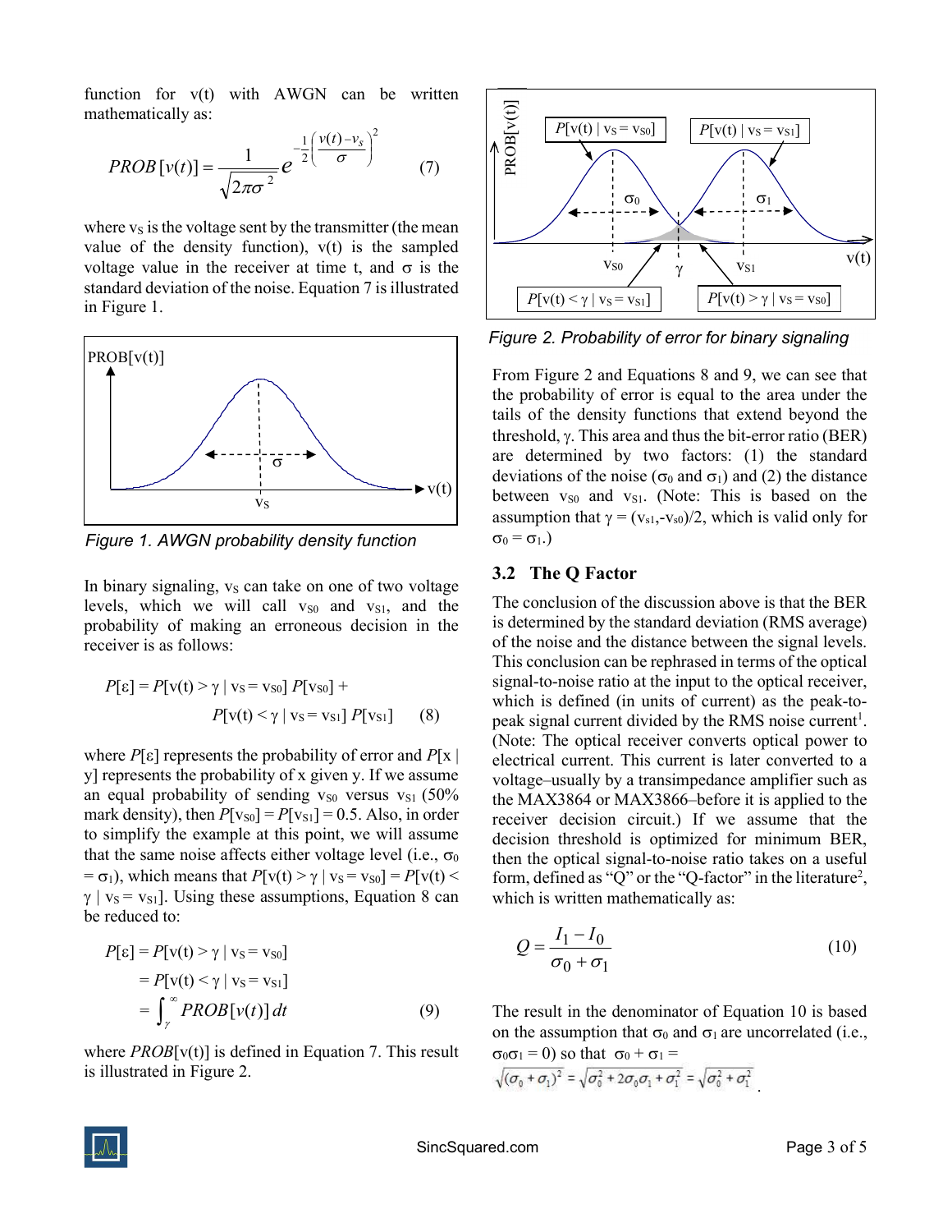function for v(t) with AWGN can be written mathematically as:

$$PROB[v(t)] = \frac{1}{\sqrt{2\pi\sigma^2}} e^{-\frac{1}{2}\left(\frac{v(t)-v_S}{\sigma}\right)^2} \qquad (7)$$

where $v_S$ is the voltage sent by the transmitter (the mean value of the density function), v(t) is the sampled voltage value in the receiver at time t, and $\sigma$ is the standard deviation of the noise. Equation 7 is illustrated in Figure 1.

*Figure 1. AWGN probability density function*

In binary signaling, $v_S$ can take on one of two voltage levels, which we will call $v_{S0}$ and $v_{S1}$, and the probability of making an erroneous decision in the receiver is as follows:

$$P[\varepsilon] = P[v(t) > \gamma \mid v_S = v_{S0}]\, P[v_{S0}] + P[v(t) < \gamma \mid v_S = v_{S1}]\, P[v_{S1}] \qquad (8)$$

where $P[\varepsilon]$ represents the probability of error and $P[x \mid y]$ represents the probability of x given y. If we assume an equal probability of sending $v_{S0}$ versus $v_{S1}$ (50% mark density), then $P[v_{S0}] = P[v_{S1}] = 0.5$. Also, in order to simplify the example at this point, we will assume that the same noise affects either voltage level (i.e., $\sigma_0 = \sigma_1$), which means that $P[v(t) > \gamma \mid v_S = v_{S0}] = P[v(t) < \gamma \mid v_S = v_{S1}]$. Using these assumptions, Equation 8 can be reduced to:

$$\begin{aligned} P[\varepsilon] &= P[v(t) > \gamma \mid v_S = v_{S0}] \\ &= P[v(t) < \gamma \mid v_S = v_{S1}] \\ &= \int_{\gamma}^{\infty} PROB[v(t)]\, dt \end{aligned} \qquad (9)$$

where $PROB[v(t)]$ is defined in Equation 7. This result is illustrated in Figure 2.

*Figure 2. Probability of error for binary signaling*

From Figure 2 and Equations 8 and 9, we can see that the probability of error is equal to the area under the tails of the density functions that extend beyond the threshold, $\gamma$. This area and thus the bit-error ratio (BER) are determined by two factors: (1) the standard deviations of the noise ($\sigma_0$ and $\sigma_1$) and (2) the distance between $v_{S0}$ and $v_{S1}$. (Note: This is based on the assumption that $\gamma = (v_{S1},-v_{S0})/2$, which is valid only for $\sigma_0 = \sigma_1$.)

### 3.2 The Q Factor

The conclusion of the discussion above is that the BER is determined by the standard deviation (RMS average) of the noise and the distance between the signal levels. This conclusion can be rephrased in terms of the optical signal-to-noise ratio at the input to the optical receiver, which is defined (in units of current) as the peak-to-peak signal current divided by the RMS noise current[1]. (Note: The optical receiver converts optical power to electrical current. This current is later converted to a voltage–usually by a transimpedance amplifier such as the MAX3864 or MAX3866–before it is applied to the receiver decision circuit.) If we assume that the decision threshold is optimized for minimum BER, then the optical signal-to-noise ratio takes on a useful form, defined as "Q" or the "Q-factor" in the literature[2], which is written mathematically as:

$$Q = \frac{I_1 - I_0}{\sigma_0 + \sigma_1} \qquad (10)$$

The result in the denominator of Equation 10 is based on the assumption that $\sigma_0$ and $\sigma_1$ are uncorrelated (i.e., $\sigma_0\sigma_1 = 0$) so that $\sigma_0 + \sigma_1 = \sqrt{(\sigma_0 + \sigma_1)^2} = \sqrt{\sigma_0^2 + 2\sigma_0\sigma_1 + \sigma_1^2} = \sqrt{\sigma_0^2 + \sigma_1^2}$.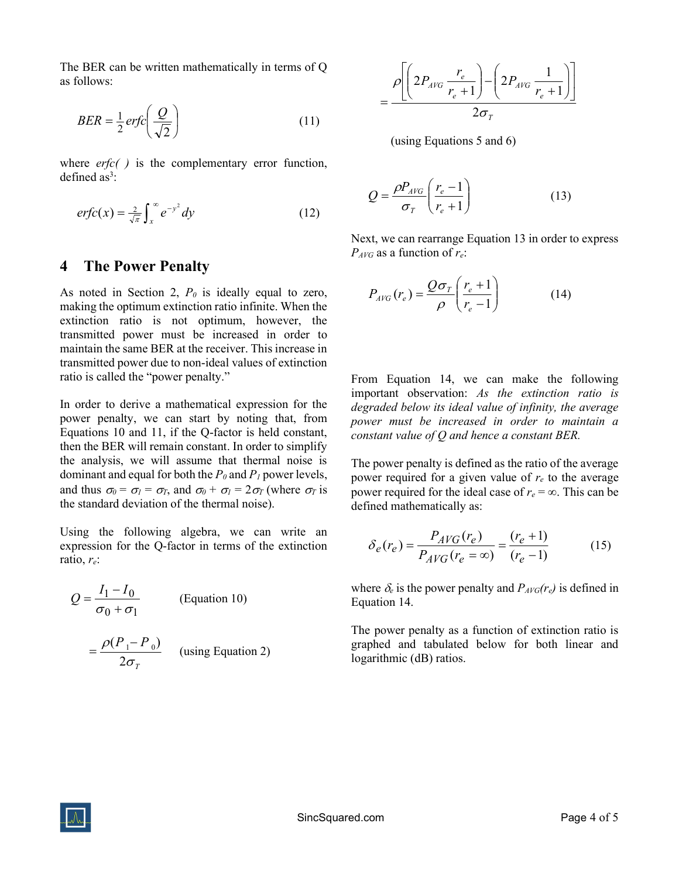The BER can be written mathematically in terms of Q as follows:

$$BER = \tfrac{1}{2}\, erfc\left(\frac{Q}{\sqrt{2}}\right) \tag{11}$$

where *erfc( )* is the complementary error function, defined as[3]:

$$erfc(x) = \tfrac{2}{\sqrt{\pi}} \int_x^{\infty} e^{-y^2}\, dy \tag{12}$$

## 4 The Power Penalty

As noted in Section 2, $P_0$ is ideally equal to zero, making the optimum extinction ratio infinite. When the extinction ratio is not optimum, however, the transmitted power must be increased in order to maintain the same BER at the receiver. This increase in transmitted power due to non-ideal values of extinction ratio is called the "power penalty."

In order to derive a mathematical expression for the power penalty, we can start by noting that, from Equations 10 and 11, if the Q-factor is held constant, then the BER will remain constant. In order to simplify the analysis, we will assume that thermal noise is dominant and equal for both the $P_0$ and $P_1$ power levels, and thus $\sigma_0 = \sigma_1 = \sigma_T$, and $\sigma_0 + \sigma_1 = 2\sigma_T$ (where $\sigma_T$ is the standard deviation of the thermal noise).

Using the following algebra, we can write an expression for the Q-factor in terms of the extinction ratio, $r_e$:

$$Q = \frac{I_1 - I_0}{\sigma_0 + \sigma_1} \qquad \text{(Equation 10)}$$

$$= \frac{\rho(P_1 - P_0)}{2\sigma_T} \qquad \text{(using Equation 2)}$$

$$= \frac{\rho\left[\left(2P_{AVG}\dfrac{r_e}{r_e+1}\right) - \left(2P_{AVG}\dfrac{1}{r_e+1}\right)\right]}{2\sigma_T}$$

(using Equations 5 and 6)

$$Q = \frac{\rho P_{AVG}}{\sigma_T}\left(\frac{r_e - 1}{r_e + 1}\right) \tag{13}$$

Next, we can rearrange Equation 13 in order to express $P_{AVG}$ as a function of $r_e$:

$$P_{AVG}(r_e) = \frac{Q\sigma_T}{\rho}\left(\frac{r_e + 1}{r_e - 1}\right) \tag{14}$$

From Equation 14, we can make the following important observation: *As the extinction ratio is degraded below its ideal value of infinity, the average power must be increased in order to maintain a constant value of Q and hence a constant BER.*

The power penalty is defined as the ratio of the average power required for a given value of $r_e$ to the average power required for the ideal case of $r_e = \infty$. This can be defined mathematically as:

$$\delta_e(r_e) = \frac{P_{AVG}(r_e)}{P_{AVG}(r_e = \infty)} = \frac{(r_e + 1)}{(r_e - 1)} \tag{15}$$

where $\delta_e$ is the power penalty and $P_{AVG}(r_e)$ is defined in Equation 14.

The power penalty as a function of extinction ratio is graphed and tabulated below for both linear and logarithmic (dB) ratios.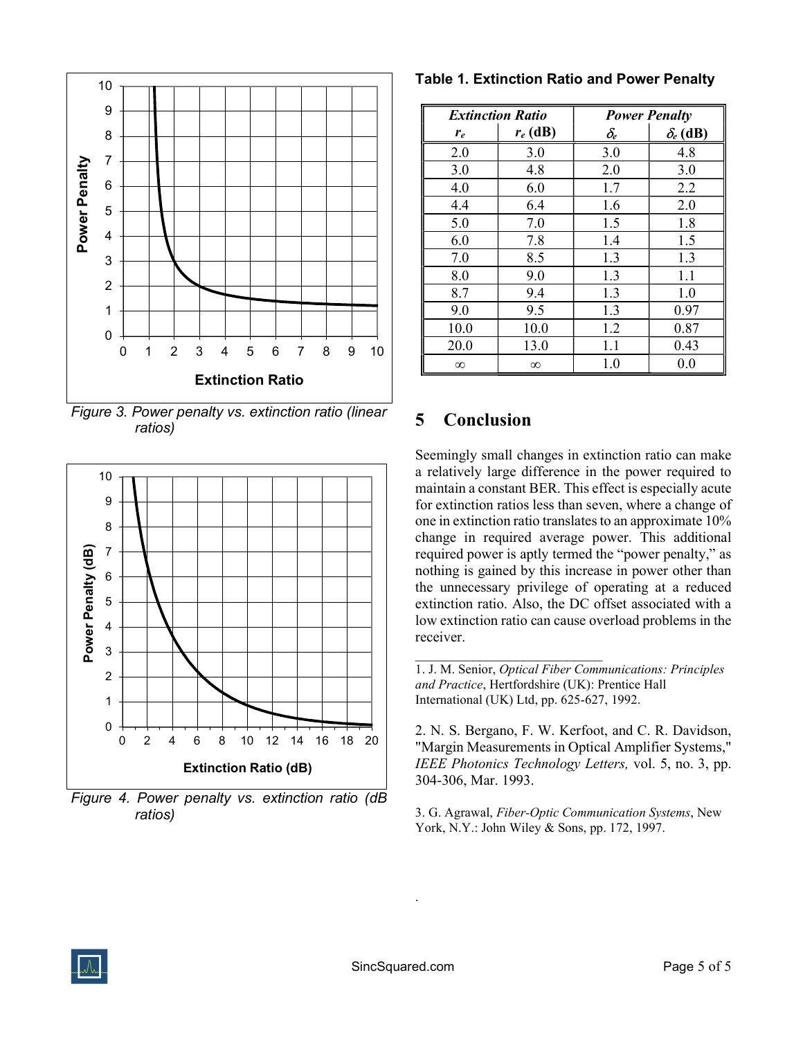10
9
8
7
6
5
4
3
2
1
0

Power Penalty

0 1 2 3 4 5 6 7 8 9 10

Extinction Ratio

*Figure 3. Power penalty vs. extinction ratio (linear ratios)*

10
9
8
7
6
5
4
3
2
1
0

Power Penalty (dB)

0 2 4 6 8 10 12 14 16 18 20

Extinction Ratio (dB)

*Figure 4. Power penalty vs. extinction ratio (dB ratios)*

**Table 1. Extinction Ratio and Power Penalty**

| *Extinction Ratio* | | *Power Penalty* | |
|---|---|---|---|
| $r_e$ | $r_e$ **(dB)** | $\delta_e$ | $\delta_e$ **(dB)** |
| 2.0 | 3.0 | 3.0 | 4.8 |
| 3.0 | 4.8 | 2.0 | 3.0 |
| 4.0 | 6.0 | 1.7 | 2.2 |
| 4.4 | 6.4 | 1.6 | 2.0 |
| 5.0 | 7.0 | 1.5 | 1.8 |
| 6.0 | 7.8 | 1.4 | 1.5 |
| 7.0 | 8.5 | 1.3 | 1.3 |
| 8.0 | 9.0 | 1.3 | 1.1 |
| 8.7 | 9.4 | 1.3 | 1.0 |
| 9.0 | 9.5 | 1.3 | 0.97 |
| 10.0 | 10.0 | 1.2 | 0.87 |
| 20.0 | 13.0 | 1.1 | 0.43 |
| ∞ | ∞ | 1.0 | 0.0 |

## 5 Conclusion

Seemingly small changes in extinction ratio can make a relatively large difference in the power required to maintain a constant BER. This effect is especially acute for extinction ratios less than seven, where a change of one in extinction ratio translates to an approximate 10% change in required average power. This additional required power is aptly termed the "power penalty," as nothing is gained by this increase in power other than the unnecessary privilege of operating at a reduced extinction ratio. Also, the DC offset associated with a low extinction ratio can cause overload problems in the receiver.

---

1. J. M. Senior, *Optical Fiber Communications: Principles and Practice*, Hertfordshire (UK): Prentice Hall International (UK) Ltd, pp. 625-627, 1992.

2. N. S. Bergano, F. W. Kerfoot, and C. R. Davidson, "Margin Measurements in Optical Amplifier Systems," *IEEE Photonics Technology Letters,* vol. 5, no. 3, pp. 304-306, Mar. 1993.

3. G. Agrawal, *Fiber-Optic Communication Systems*, New York, N.Y.: John Wiley & Sons, pp. 172, 1997.

SincSquared.com